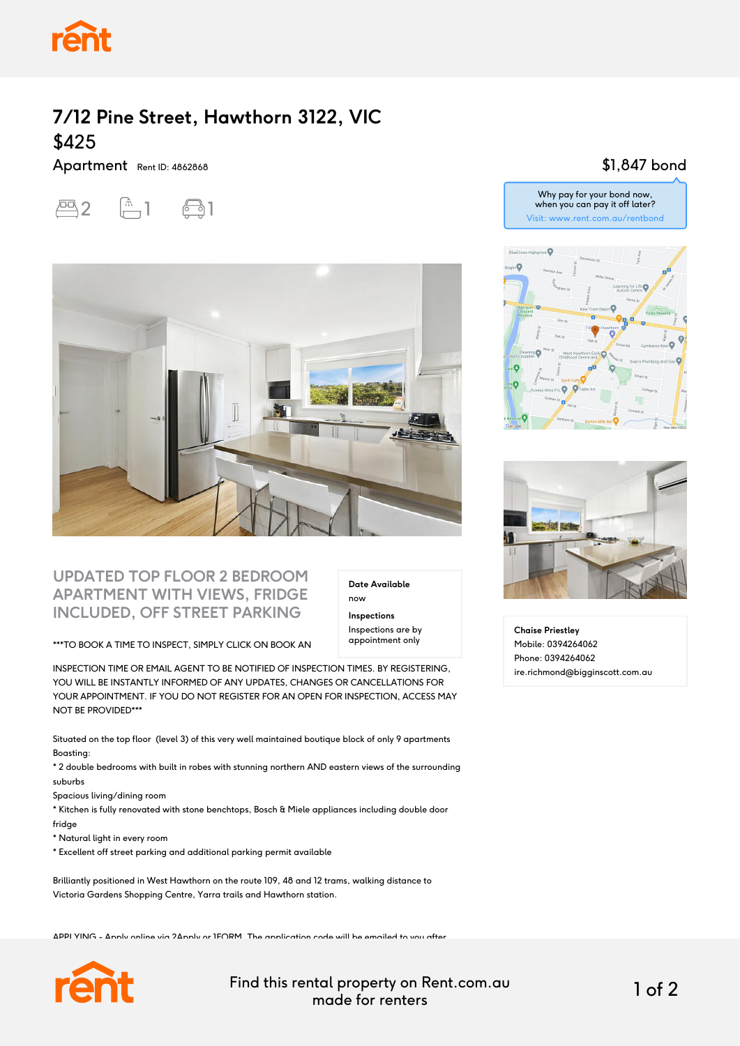# 7/12 Pine Street, Hawthorn 3122, VIC

## $425

Apartment Rent ID: 4862868

2 1 1

$1,847 bond

Why pay for your bond now, when you can pay it off later?
Visit: www.rent.com.au/rentbond

## UPDATED TOP FLOOR 2 BEDROOM APARTMENT WITH VIEWS, FRIDGE INCLUDED, OFF STREET PARKING

**Date Available**
now

**Inspections**
Inspections are by appointment only

***TO BOOK A TIME TO INSPECT, SIMPLY CLICK ON BOOK AN INSPECTION TIME OR EMAIL AGENT TO BE NOTIFIED OF INSPECTION TIMES. BY REGISTERING, YOU WILL BE INSTANTLY INFORMED OF ANY UPDATES, CHANGES OR CANCELLATIONS FOR YOUR APPOINTMENT. IF YOU DO NOT REGISTER FOR AN OPEN FOR INSPECTION, ACCESS MAY NOT BE PROVIDED***

Situated on the top floor (level 3) of this very well maintained boutique block of only 9 apartments Boasting:
* 2 double bedrooms with built in robes with stunning northern AND eastern views of the surrounding suburbs
Spacious living/dining room
* Kitchen is fully renovated with stone benchtops, Bosch & Miele appliances including double door fridge
* Natural light in every room
* Excellent off street parking and additional parking permit available

Brilliantly positioned in West Hawthorn on the route 109, 48 and 12 trams, walking distance to Victoria Gardens Shopping Centre, Yarra trails and Hawthorn station.

APPLYING - Apply online via 2Apply or 1FORM. The application code will be emailed to you after

**Chaise Priestley**
Mobile: 0394264062
Phone: 0394264062
ire.richmond@bigginscott.com.au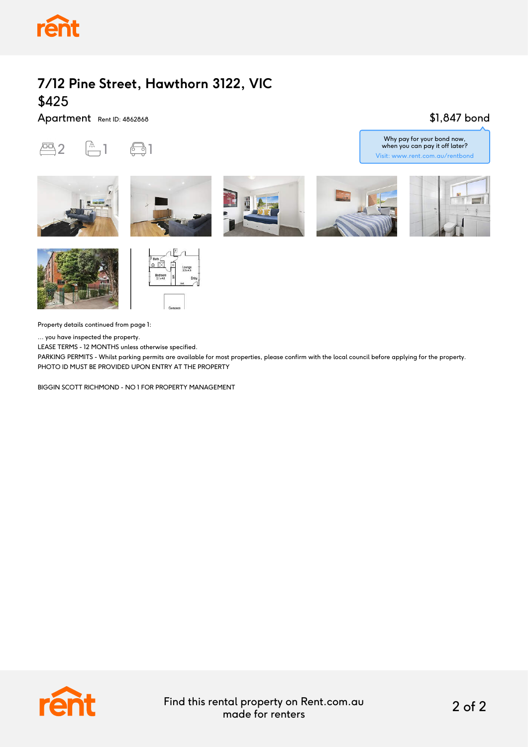# 7/12 Pine Street, Hawthorn 3122, VIC

$425

Apartment Rent ID: 4862868

$1,847 bond

Why pay for your bond now, when you can pay it off later?
Visit: www.rent.com.au/rentbond

2 1 1

Property details continued from page 1:

... you have inspected the property.

LEASE TERMS - 12 MONTHS unless otherwise specified.

PARKING PERMITS - Whilst parking permits are available for most properties, please confirm with the local council before applying for the property.

PHOTO ID MUST BE PROVIDED UPON ENTRY AT THE PROPERTY

BIGGIN SCOTT RICHMOND - NO 1 FOR PROPERTY MANAGEMENT

Find this rental property on Rent.com.au made for renters